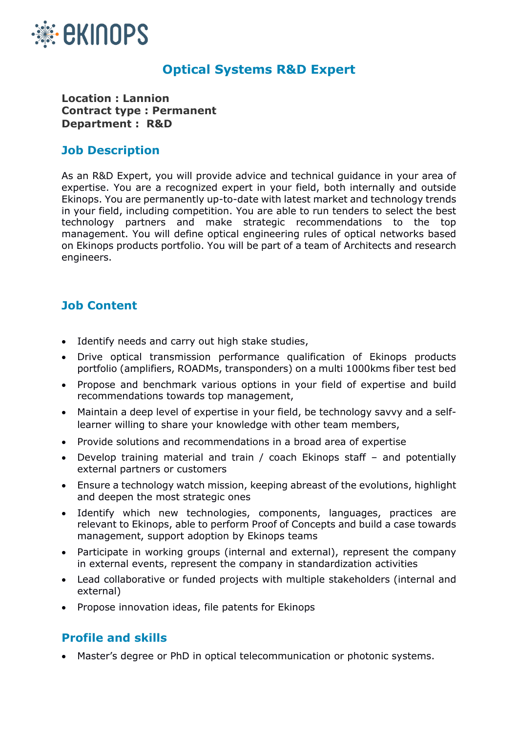# Optical Systems R&D Expert

**Location : Lannion**
**Contract type : Permanent**
**Department : R&D**

## Job Description

As an R&D Expert, you will provide advice and technical guidance in your area of expertise. You are a recognized expert in your field, both internally and outside Ekinops. You are permanently up-to-date with latest market and technology trends in your field, including competition. You are able to run tenders to select the best technology partners and make strategic recommendations to the top management. You will define optical engineering rules of optical networks based on Ekinops products portfolio. You will be part of a team of Architects and research engineers.

## Job Content

- Identify needs and carry out high stake studies,
- Drive optical transmission performance qualification of Ekinops products portfolio (amplifiers, ROADMs, transponders) on a multi 1000kms fiber test bed
- Propose and benchmark various options in your field of expertise and build recommendations towards top management,
- Maintain a deep level of expertise in your field, be technology savvy and a self-learner willing to share your knowledge with other team members,
- Provide solutions and recommendations in a broad area of expertise
- Develop training material and train / coach Ekinops staff – and potentially external partners or customers
- Ensure a technology watch mission, keeping abreast of the evolutions, highlight and deepen the most strategic ones
- Identify which new technologies, components, languages, practices are relevant to Ekinops, able to perform Proof of Concepts and build a case towards management, support adoption by Ekinops teams
- Participate in working groups (internal and external), represent the company in external events, represent the company in standardization activities
- Lead collaborative or funded projects with multiple stakeholders (internal and external)
- Propose innovation ideas, file patents for Ekinops

## Profile and skills

- Master's degree or PhD in optical telecommunication or photonic systems.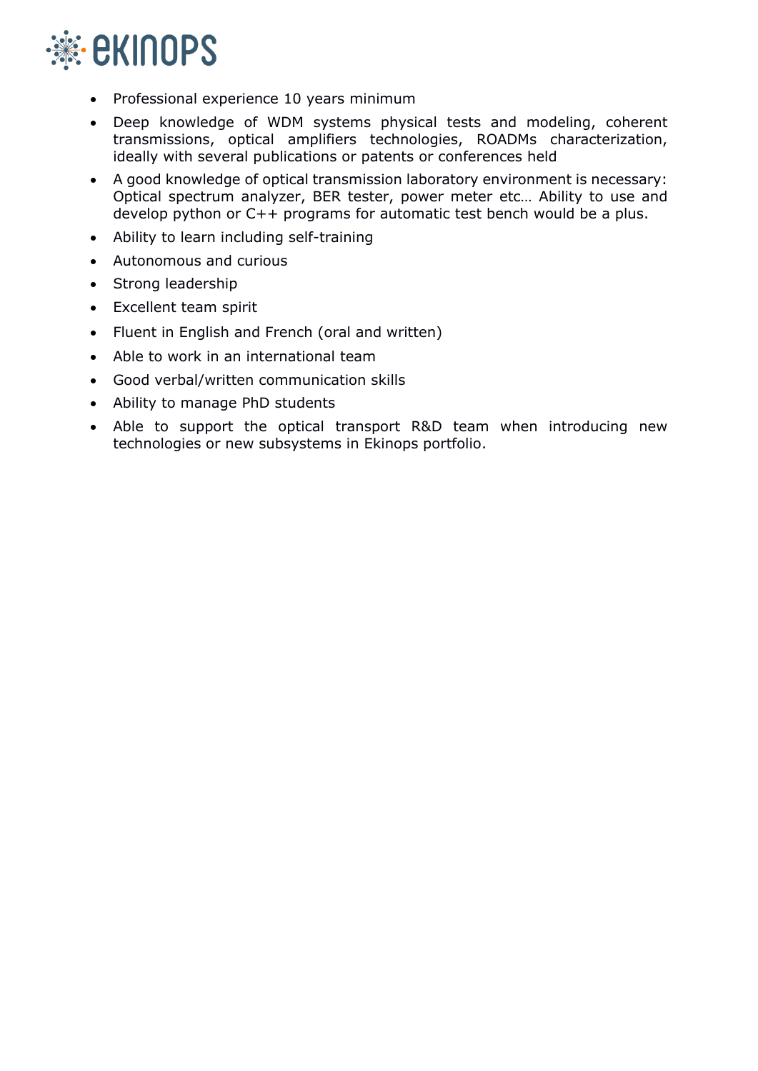- Professional experience 10 years minimum
- Deep knowledge of WDM systems physical tests and modeling, coherent transmissions, optical amplifiers technologies, ROADMs characterization, ideally with several publications or patents or conferences held
- A good knowledge of optical transmission laboratory environment is necessary: Optical spectrum analyzer, BER tester, power meter etc… Ability to use and develop python or C++ programs for automatic test bench would be a plus.
- Ability to learn including self-training
- Autonomous and curious
- Strong leadership
- Excellent team spirit
- Fluent in English and French (oral and written)
- Able to work in an international team
- Good verbal/written communication skills
- Ability to manage PhD students
- Able to support the optical transport R&D team when introducing new technologies or new subsystems in Ekinops portfolio.